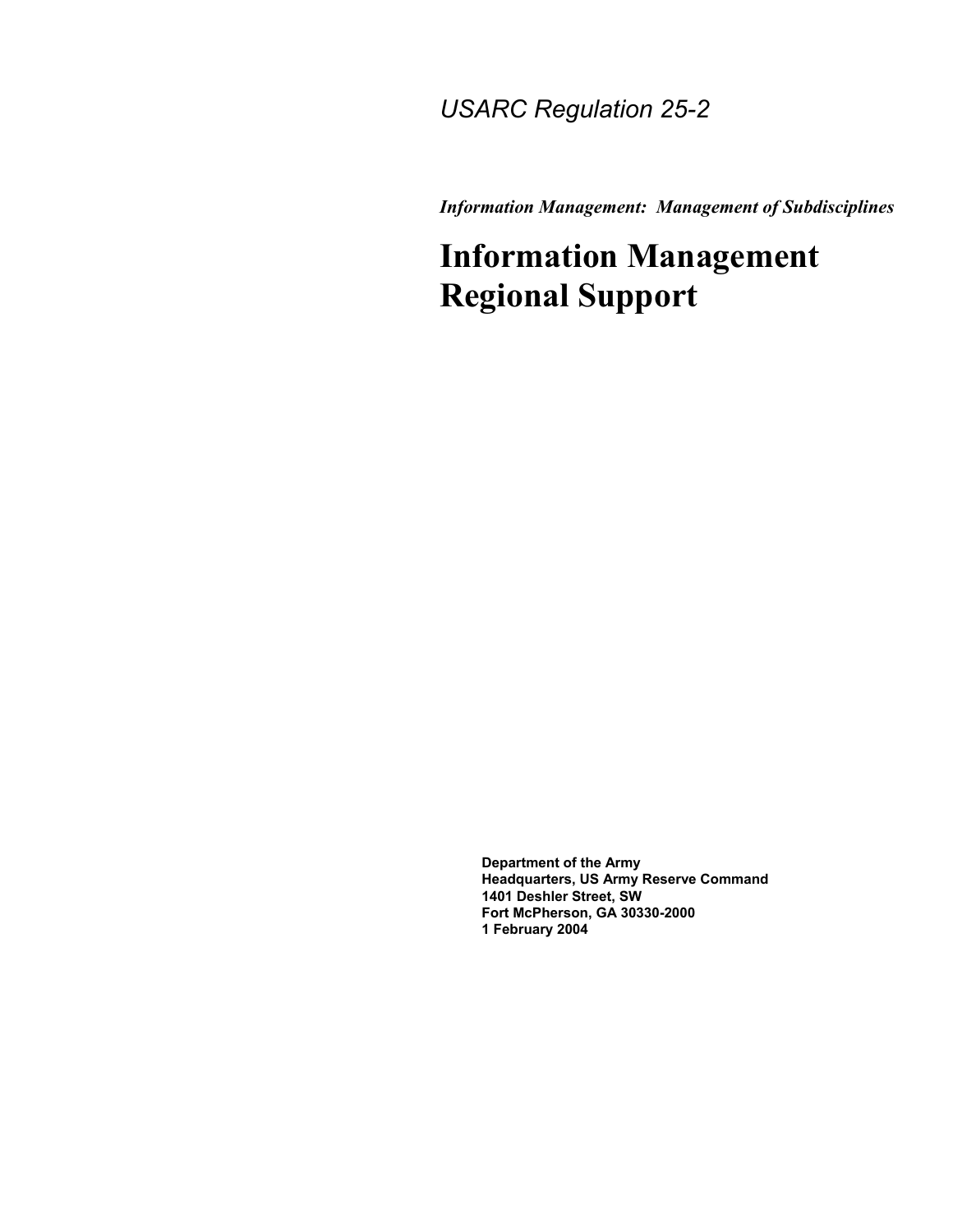*USARC Regulation 25-2*

***Information Management: Management of Subdisciplines***

# Information Management Regional Support

**Department of the Army**
**Headquarters, US Army Reserve Command**
**1401 Deshler Street, SW**
**Fort McPherson, GA 30330-2000**
**1 February 2004**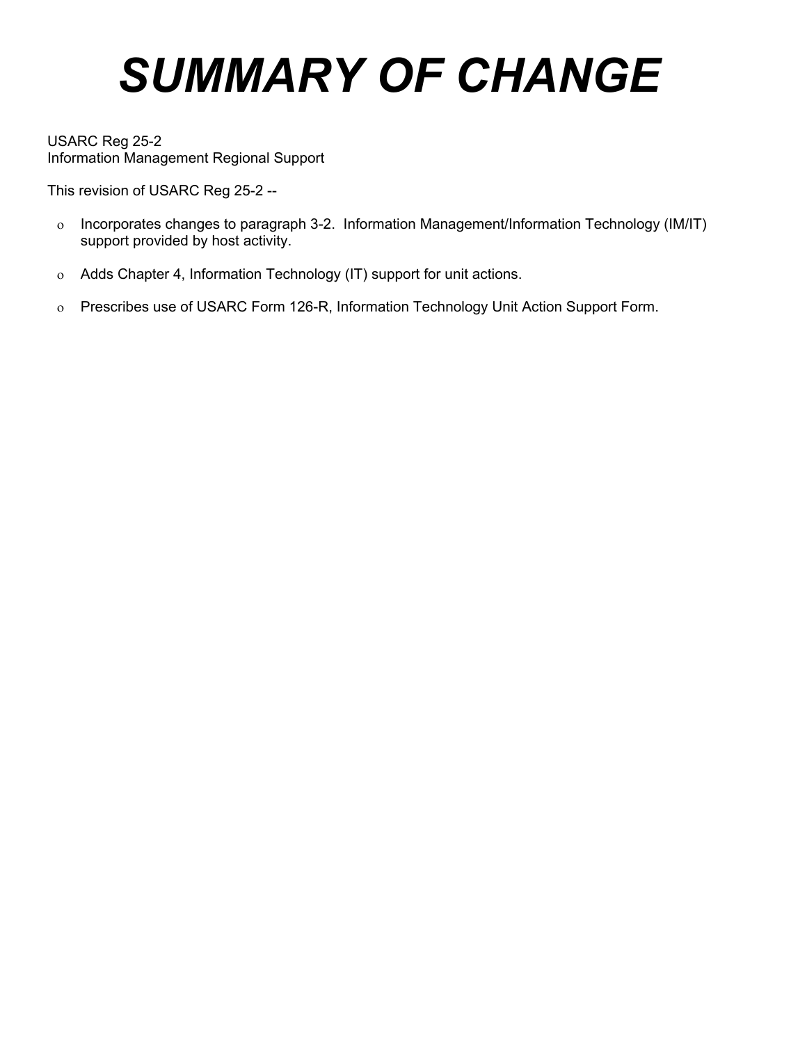# *SUMMARY OF CHANGE*

USARC Reg 25-2
Information Management Regional Support

This revision of USARC Reg 25-2 --

- Incorporates changes to paragraph 3-2. Information Management/Information Technology (IM/IT) support provided by host activity.

- Adds Chapter 4, Information Technology (IT) support for unit actions.

- Prescribes use of USARC Form 126-R, Information Technology Unit Action Support Form.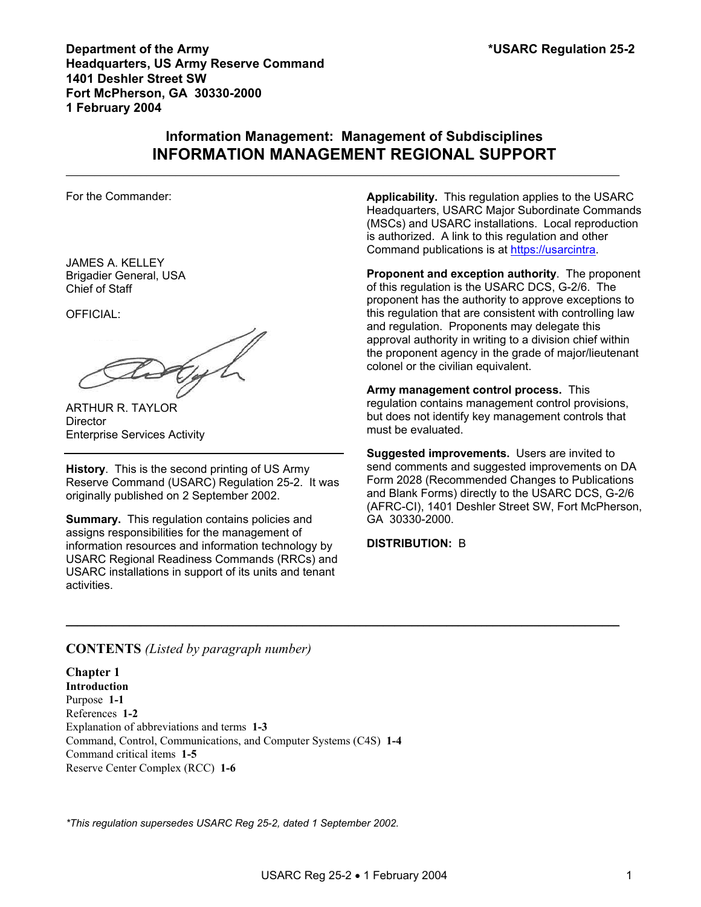**Department of the Army**
**Headquarters, US Army Reserve Command**
**1401 Deshler Street SW**
**Fort McPherson, GA 30330-2000**
**1 February 2004**

**\*USARC Regulation 25-2**

## Information Management: Management of Subdisciplines

# INFORMATION MANAGEMENT REGIONAL SUPPORT

For the Commander:

JAMES A. KELLEY
Brigadier General, USA
Chief of Staff

OFFICIAL:

ARTHUR R. TAYLOR
Director
Enterprise Services Activity

**History**. This is the second printing of US Army Reserve Command (USARC) Regulation 25-2. It was originally published on 2 September 2002.

**Summary.** This regulation contains policies and assigns responsibilities for the management of information resources and information technology by USARC Regional Readiness Commands (RRCs) and USARC installations in support of its units and tenant activities.

**Applicability.** This regulation applies to the USARC Headquarters, USARC Major Subordinate Commands (MSCs) and USARC installations. Local reproduction is authorized. A link to this regulation and other Command publications is at https://usarcintra.

**Proponent and exception authority**. The proponent of this regulation is the USARC DCS, G-2/6. The proponent has the authority to approve exceptions to this regulation that are consistent with controlling law and regulation. Proponents may delegate this approval authority in writing to a division chief within the proponent agency in the grade of major/lieutenant colonel or the civilian equivalent.

**Army management control process.** This regulation contains management control provisions, but does not identify key management controls that must be evaluated.

**Suggested improvements.** Users are invited to send comments and suggested improvements on DA Form 2028 (Recommended Changes to Publications and Blank Forms) directly to the USARC DCS, G-2/6 (AFRC-CI), 1401 Deshler Street SW, Fort McPherson, GA 30330-2000.

**DISTRIBUTION:** B

---

**CONTENTS** *(Listed by paragraph number)*

**Chapter 1**
**Introduction**
Purpose **1-1**
References **1-2**
Explanation of abbreviations and terms **1-3**
Command, Control, Communications, and Computer Systems (C4S) **1-4**
Command critical items **1-5**
Reserve Center Complex (RCC) **1-6**

*\*This regulation supersedes USARC Reg 25-2, dated 1 September 2002.*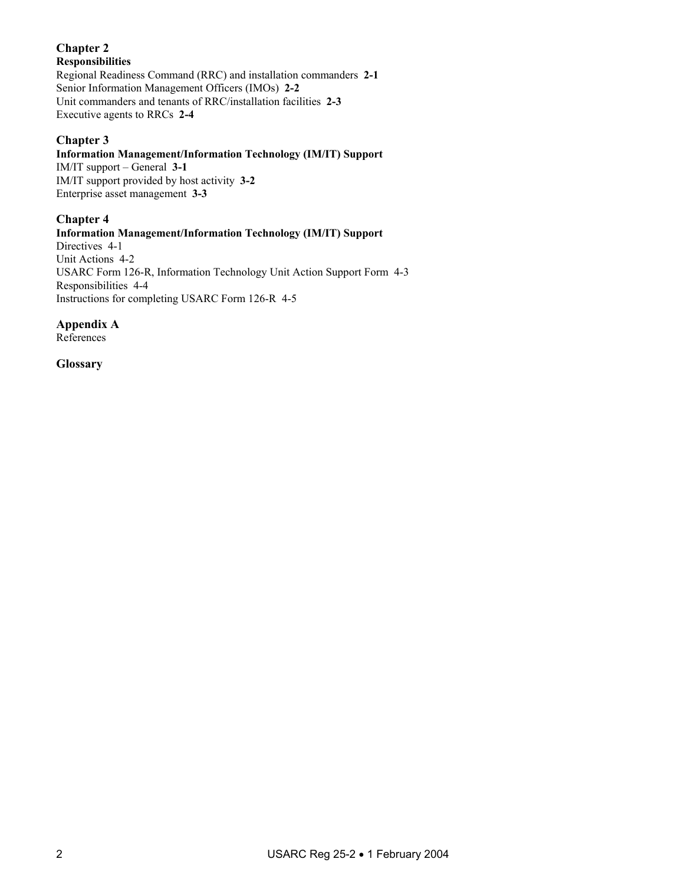**Chapter 2**

**Responsibilities**

Regional Readiness Command (RRC) and installation commanders **2-1**
Senior Information Management Officers (IMOs) **2-2**
Unit commanders and tenants of RRC/installation facilities **2-3**
Executive agents to RRCs **2-4**

**Chapter 3**

**Information Management/Information Technology (IM/IT) Support**

IM/IT support – General **3-1**
IM/IT support provided by host activity **3-2**
Enterprise asset management **3-3**

**Chapter 4**

**Information Management/Information Technology (IM/IT) Support**

Directives 4-1
Unit Actions 4-2
USARC Form 126-R, Information Technology Unit Action Support Form 4-3
Responsibilities 4-4
Instructions for completing USARC Form 126-R 4-5

**Appendix A**

References

**Glossary**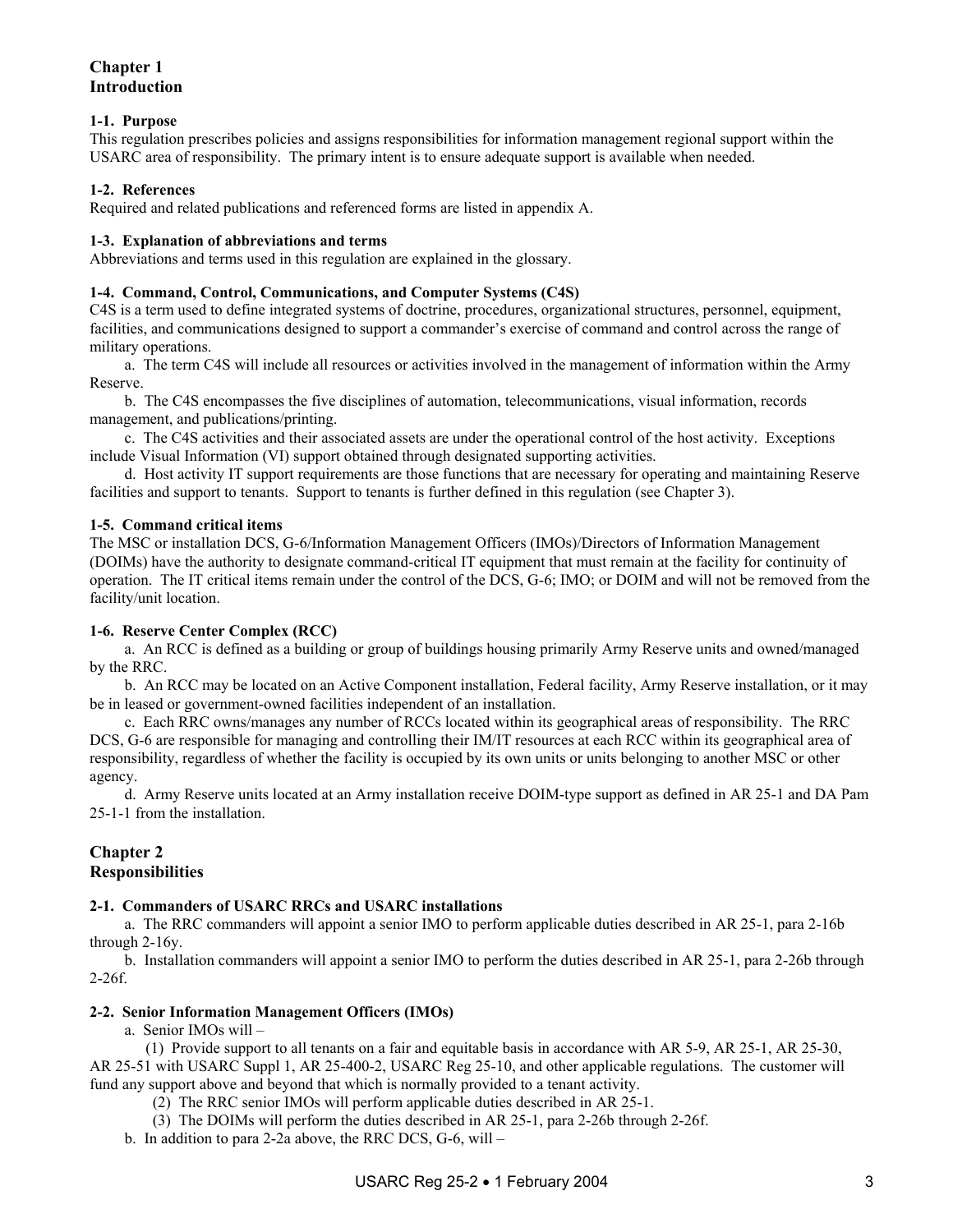# Chapter 1
# Introduction

### 1-1. Purpose

This regulation prescribes policies and assigns responsibilities for information management regional support within the USARC area of responsibility. The primary intent is to ensure adequate support is available when needed.

### 1-2. References

Required and related publications and referenced forms are listed in appendix A.

### 1-3. Explanation of abbreviations and terms

Abbreviations and terms used in this regulation are explained in the glossary.

### 1-4. Command, Control, Communications, and Computer Systems (C4S)

C4S is a term used to define integrated systems of doctrine, procedures, organizational structures, personnel, equipment, facilities, and communications designed to support a commander's exercise of command and control across the range of military operations.

a. The term C4S will include all resources or activities involved in the management of information within the Army Reserve.

b. The C4S encompasses the five disciplines of automation, telecommunications, visual information, records management, and publications/printing.

c. The C4S activities and their associated assets are under the operational control of the host activity. Exceptions include Visual Information (VI) support obtained through designated supporting activities.

d. Host activity IT support requirements are those functions that are necessary for operating and maintaining Reserve facilities and support to tenants. Support to tenants is further defined in this regulation (see Chapter 3).

### 1-5. Command critical items

The MSC or installation DCS, G-6/Information Management Officers (IMOs)/Directors of Information Management (DOIMs) have the authority to designate command-critical IT equipment that must remain at the facility for continuity of operation. The IT critical items remain under the control of the DCS, G-6; IMO; or DOIM and will not be removed from the facility/unit location.

### 1-6. Reserve Center Complex (RCC)

a. An RCC is defined as a building or group of buildings housing primarily Army Reserve units and owned/managed by the RRC.

b. An RCC may be located on an Active Component installation, Federal facility, Army Reserve installation, or it may be in leased or government-owned facilities independent of an installation.

c. Each RRC owns/manages any number of RCCs located within its geographical areas of responsibility. The RRC DCS, G-6 are responsible for managing and controlling their IM/IT resources at each RCC within its geographical area of responsibility, regardless of whether the facility is occupied by its own units or units belonging to another MSC or other agency.

d. Army Reserve units located at an Army installation receive DOIM-type support as defined in AR 25-1 and DA Pam 25-1-1 from the installation.

# Chapter 2
# Responsibilities

### 2-1. Commanders of USARC RRCs and USARC installations

a. The RRC commanders will appoint a senior IMO to perform applicable duties described in AR 25-1, para 2-16b through 2-16y.

b. Installation commanders will appoint a senior IMO to perform the duties described in AR 25-1, para 2-26b through 2-26f.

### 2-2. Senior Information Management Officers (IMOs)

a. Senior IMOs will –

(1) Provide support to all tenants on a fair and equitable basis in accordance with AR 5-9, AR 25-1, AR 25-30, AR 25-51 with USARC Suppl 1, AR 25-400-2, USARC Reg 25-10, and other applicable regulations. The customer will fund any support above and beyond that which is normally provided to a tenant activity.

(2) The RRC senior IMOs will perform applicable duties described in AR 25-1.

(3) The DOIMs will perform the duties described in AR 25-1, para 2-26b through 2-26f.

b. In addition to para 2-2a above, the RRC DCS, G-6, will –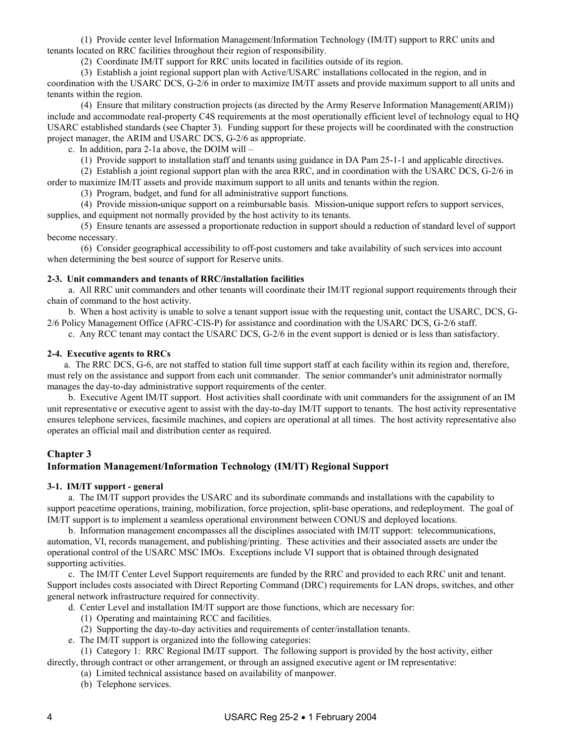(1) Provide center level Information Management/Information Technology (IM/IT) support to RRC units and tenants located on RRC facilities throughout their region of responsibility.

(2) Coordinate IM/IT support for RRC units located in facilities outside of its region.

(3) Establish a joint regional support plan with Active/USARC installations collocated in the region, and in coordination with the USARC DCS, G-2/6 in order to maximize IM/IT assets and provide maximum support to all units and tenants within the region.

(4) Ensure that military construction projects (as directed by the Army Reserve Information Management(ARIM)) include and accommodate real-property C4S requirements at the most operationally efficient level of technology equal to HQ USARC established standards (see Chapter 3). Funding support for these projects will be coordinated with the construction project manager, the ARIM and USARC DCS, G-2/6 as appropriate.

c. In addition, para 2-1a above, the DOIM will –

(1) Provide support to installation staff and tenants using guidance in DA Pam 25-1-1 and applicable directives.

(2) Establish a joint regional support plan with the area RRC, and in coordination with the USARC DCS, G-2/6 in order to maximize IM/IT assets and provide maximum support to all units and tenants within the region.

(3) Program, budget, and fund for all administrative support functions.

(4) Provide mission-unique support on a reimbursable basis. Mission-unique support refers to support services, supplies, and equipment not normally provided by the host activity to its tenants.

(5) Ensure tenants are assessed a proportionate reduction in support should a reduction of standard level of support become necessary.

(6) Consider geographical accessibility to off-post customers and take availability of such services into account when determining the best source of support for Reserve units.

**2-3. Unit commanders and tenants of RRC/installation facilities**

a. All RRC unit commanders and other tenants will coordinate their IM/IT regional support requirements through their chain of command to the host activity.

b. When a host activity is unable to solve a tenant support issue with the requesting unit, contact the USARC, DCS, G-2/6 Policy Management Office (AFRC-CIS-P) for assistance and coordination with the USARC DCS, G-2/6 staff.

c. Any RCC tenant may contact the USARC DCS, G-2/6 in the event support is denied or is less than satisfactory.

**2-4. Executive agents to RRCs**

a. The RRC DCS, G-6, are not staffed to station full time support staff at each facility within its region and, therefore, must rely on the assistance and support from each unit commander. The senior commander's unit administrator normally manages the day-to-day administrative support requirements of the center.

b. Executive Agent IM/IT support. Host activities shall coordinate with unit commanders for the assignment of an IM unit representative or executive agent to assist with the day-to-day IM/IT support to tenants. The host activity representative ensures telephone services, facsimile machines, and copiers are operational at all times. The host activity representative also operates an official mail and distribution center as required.

## Chapter 3
## Information Management/Information Technology (IM/IT) Regional Support

**3-1. IM/IT support - general**

a. The IM/IT support provides the USARC and its subordinate commands and installations with the capability to support peacetime operations, training, mobilization, force projection, split-base operations, and redeployment. The goal of IM/IT support is to implement a seamless operational environment between CONUS and deployed locations.

b. Information management encompasses all the disciplines associated with IM/IT support: telecommunications, automation, VI, records management, and publishing/printing. These activities and their associated assets are under the operational control of the USARC MSC IMOs. Exceptions include VI support that is obtained through designated supporting activities.

c. The IM/IT Center Level Support requirements are funded by the RRC and provided to each RRC unit and tenant. Support includes costs associated with Direct Reporting Command (DRC) requirements for LAN drops, switches, and other general network infrastructure required for connectivity.

d. Center Level and installation IM/IT support are those functions, which are necessary for:

(1) Operating and maintaining RCC and facilities.

(2) Supporting the day-to-day activities and requirements of center/installation tenants.

e. The IM/IT support is organized into the following categories:

(1) Category 1: RRC Regional IM/IT support. The following support is provided by the host activity, either directly, through contract or other arrangement, or through an assigned executive agent or IM representative:

(a) Limited technical assistance based on availability of manpower.

(b) Telephone services.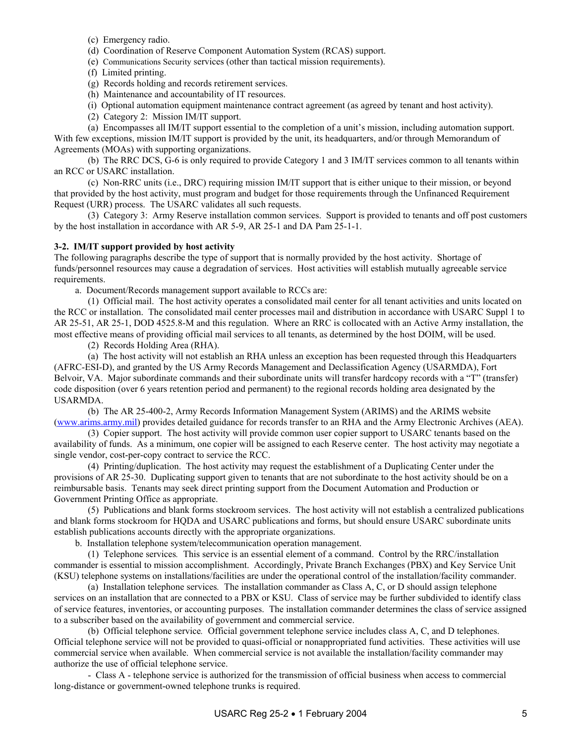(c) Emergency radio.

(d) Coordination of Reserve Component Automation System (RCAS) support.

(e) Communications Security services (other than tactical mission requirements).

(f) Limited printing.

(g) Records holding and records retirement services.

(h) Maintenance and accountability of IT resources.

(i) Optional automation equipment maintenance contract agreement (as agreed by tenant and host activity).

(2) Category 2: Mission IM/IT support.

(a) Encompasses all IM/IT support essential to the completion of a unit's mission, including automation support. With few exceptions, mission IM/IT support is provided by the unit, its headquarters, and/or through Memorandum of Agreements (MOAs) with supporting organizations.

(b) The RRC DCS, G-6 is only required to provide Category 1 and 3 IM/IT services common to all tenants within an RCC or USARC installation.

(c) Non-RRC units (i.e., DRC) requiring mission IM/IT support that is either unique to their mission, or beyond that provided by the host activity, must program and budget for those requirements through the Unfinanced Requirement Request (URR) process. The USARC validates all such requests.

(3) Category 3: Army Reserve installation common services. Support is provided to tenants and off post customers by the host installation in accordance with AR 5-9, AR 25-1 and DA Pam 25-1-1.

**3-2. IM/IT support provided by host activity**

The following paragraphs describe the type of support that is normally provided by the host activity. Shortage of funds/personnel resources may cause a degradation of services. Host activities will establish mutually agreeable service requirements.

a. Document/Records management support available to RCCs are:

(1) Official mail. The host activity operates a consolidated mail center for all tenant activities and units located on the RCC or installation. The consolidated mail center processes mail and distribution in accordance with USARC Suppl 1 to AR 25-51, AR 25-1, DOD 4525.8-M and this regulation. Where an RRC is collocated with an Active Army installation, the most effective means of providing official mail services to all tenants, as determined by the host DOIM, will be used.

(2) Records Holding Area (RHA).

(a) The host activity will not establish an RHA unless an exception has been requested through this Headquarters (AFRC-ESI-D), and granted by the US Army Records Management and Declassification Agency (USARMDA), Fort Belvoir, VA. Major subordinate commands and their subordinate units will transfer hardcopy records with a "T" (transfer) code disposition (over 6 years retention period and permanent) to the regional records holding area designated by the USARMDA.

(b) The AR 25-400-2, Army Records Information Management System (ARIMS) and the ARIMS website (www.arims.army.mil) provides detailed guidance for records transfer to an RHA and the Army Electronic Archives (AEA).

(3) Copier support. The host activity will provide common user copier support to USARC tenants based on the availability of funds. As a minimum, one copier will be assigned to each Reserve center. The host activity may negotiate a single vendor, cost-per-copy contract to service the RCC.

(4) Printing/duplication. The host activity may request the establishment of a Duplicating Center under the provisions of AR 25-30. Duplicating support given to tenants that are not subordinate to the host activity should be on a reimbursable basis. Tenants may seek direct printing support from the Document Automation and Production or Government Printing Office as appropriate.

(5) Publications and blank forms stockroom services. The host activity will not establish a centralized publications and blank forms stockroom for HQDA and USARC publications and forms, but should ensure USARC subordinate units establish publications accounts directly with the appropriate organizations.

b. Installation telephone system/telecommunication operation management.

(1) Telephone services*.* This service is an essential element of a command. Control by the RRC/installation commander is essential to mission accomplishment. Accordingly, Private Branch Exchanges (PBX) and Key Service Unit (KSU) telephone systems on installations/facilities are under the operational control of the installation/facility commander.

(a) Installation telephone services*.* The installation commander as Class A, C, or D should assign telephone services on an installation that are connected to a PBX or KSU. Class of service may be further subdivided to identify class of service features, inventories, or accounting purposes. The installation commander determines the class of service assigned to a subscriber based on the availability of government and commercial service.

(b) Official telephone service*.* Official government telephone service includes class A, C, and D telephones. Official telephone service will not be provided to quasi-official or nonappropriated fund activities. These activities will use commercial service when available. When commercial service is not available the installation/facility commander may authorize the use of official telephone service.

- Class A - telephone service is authorized for the transmission of official business when access to commercial long-distance or government-owned telephone trunks is required.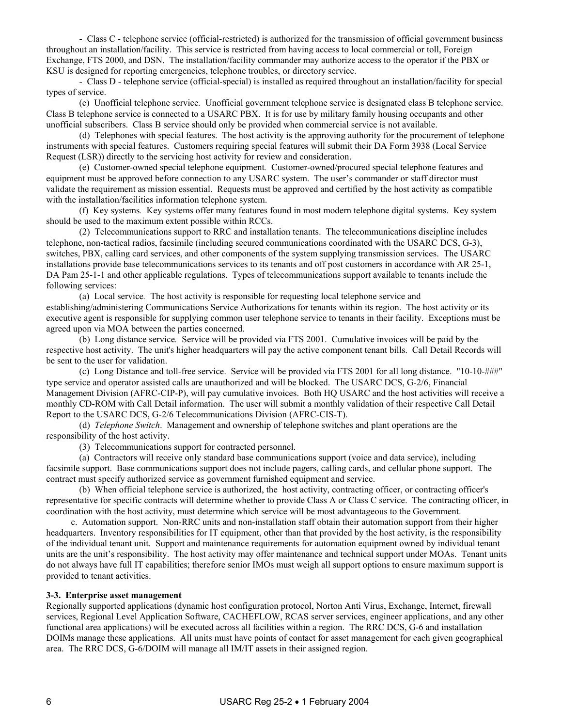- Class C - telephone service (official-restricted) is authorized for the transmission of official government business throughout an installation/facility. This service is restricted from having access to local commercial or toll, Foreign Exchange, FTS 2000, and DSN. The installation/facility commander may authorize access to the operator if the PBX or KSU is designed for reporting emergencies, telephone troubles, or directory service.

- Class D - telephone service (official-special) is installed as required throughout an installation/facility for special types of service.

(c) Unofficial telephone service. Unofficial government telephone service is designated class B telephone service. Class B telephone service is connected to a USARC PBX. It is for use by military family housing occupants and other unofficial subscribers. Class B service should only be provided when commercial service is not available.

(d) Telephones with special features. The host activity is the approving authority for the procurement of telephone instruments with special features. Customers requiring special features will submit their DA Form 3938 (Local Service Request (LSR)) directly to the servicing host activity for review and consideration.

(e) Customer-owned special telephone equipment. Customer-owned/procured special telephone features and equipment must be approved before connection to any USARC system. The user's commander or staff director must validate the requirement as mission essential. Requests must be approved and certified by the host activity as compatible with the installation/facilities information telephone system.

(f) Key systems. Key systems offer many features found in most modern telephone digital systems. Key system should be used to the maximum extent possible within RCCs.

(2) Telecommunications support to RRC and installation tenants. The telecommunications discipline includes telephone, non-tactical radios, facsimile (including secured communications coordinated with the USARC DCS, G-3), switches, PBX, calling card services, and other components of the system supplying transmission services. The USARC installations provide base telecommunications services to its tenants and off post customers in accordance with AR 25-1, DA Pam 25-1-1 and other applicable regulations. Types of telecommunications support available to tenants include the following services:

(a) Local service. The host activity is responsible for requesting local telephone service and establishing/administering Communications Service Authorizations for tenants within its region. The host activity or its executive agent is responsible for supplying common user telephone service to tenants in their facility. Exceptions must be agreed upon via MOA between the parties concerned.

(b) Long distance service. Service will be provided via FTS 2001. Cumulative invoices will be paid by the respective host activity. The unit's higher headquarters will pay the active component tenant bills. Call Detail Records will be sent to the user for validation.

(c) Long Distance and toll-free service. Service will be provided via FTS 2001 for all long distance. "10-10-###" type service and operator assisted calls are unauthorized and will be blocked. The USARC DCS, G-2/6, Financial Management Division (AFRC-CIP-P), will pay cumulative invoices. Both HQ USARC and the host activities will receive a monthly CD-ROM with Call Detail information. The user will submit a monthly validation of their respective Call Detail Report to the USARC DCS, G-2/6 Telecommunications Division (AFRC-CIS-T).

(d) *Telephone Switch*. Management and ownership of telephone switches and plant operations are the responsibility of the host activity.

(3) Telecommunications support for contracted personnel.

(a) Contractors will receive only standard base communications support (voice and data service), including facsimile support. Base communications support does not include pagers, calling cards, and cellular phone support. The contract must specify authorized service as government furnished equipment and service.

(b) When official telephone service is authorized, the host activity, contracting officer, or contracting officer's representative for specific contracts will determine whether to provide Class A or Class C service. The contracting officer, in coordination with the host activity, must determine which service will be most advantageous to the Government.

c. Automation support. Non-RRC units and non-installation staff obtain their automation support from their higher headquarters. Inventory responsibilities for IT equipment, other than that provided by the host activity, is the responsibility of the individual tenant unit. Support and maintenance requirements for automation equipment owned by individual tenant units are the unit's responsibility. The host activity may offer maintenance and technical support under MOAs. Tenant units do not always have full IT capabilities; therefore senior IMOs must weigh all support options to ensure maximum support is provided to tenant activities.

**3-3. Enterprise asset management**

Regionally supported applications (dynamic host configuration protocol, Norton Anti Virus, Exchange, Internet, firewall services, Regional Level Application Software, CACHEFLOW, RCAS server services, engineer applications, and any other functional area applications) will be executed across all facilities within a region. The RRC DCS, G-6 and installation DOIMs manage these applications. All units must have points of contact for asset management for each given geographical area. The RRC DCS, G-6/DOIM will manage all IM/IT assets in their assigned region.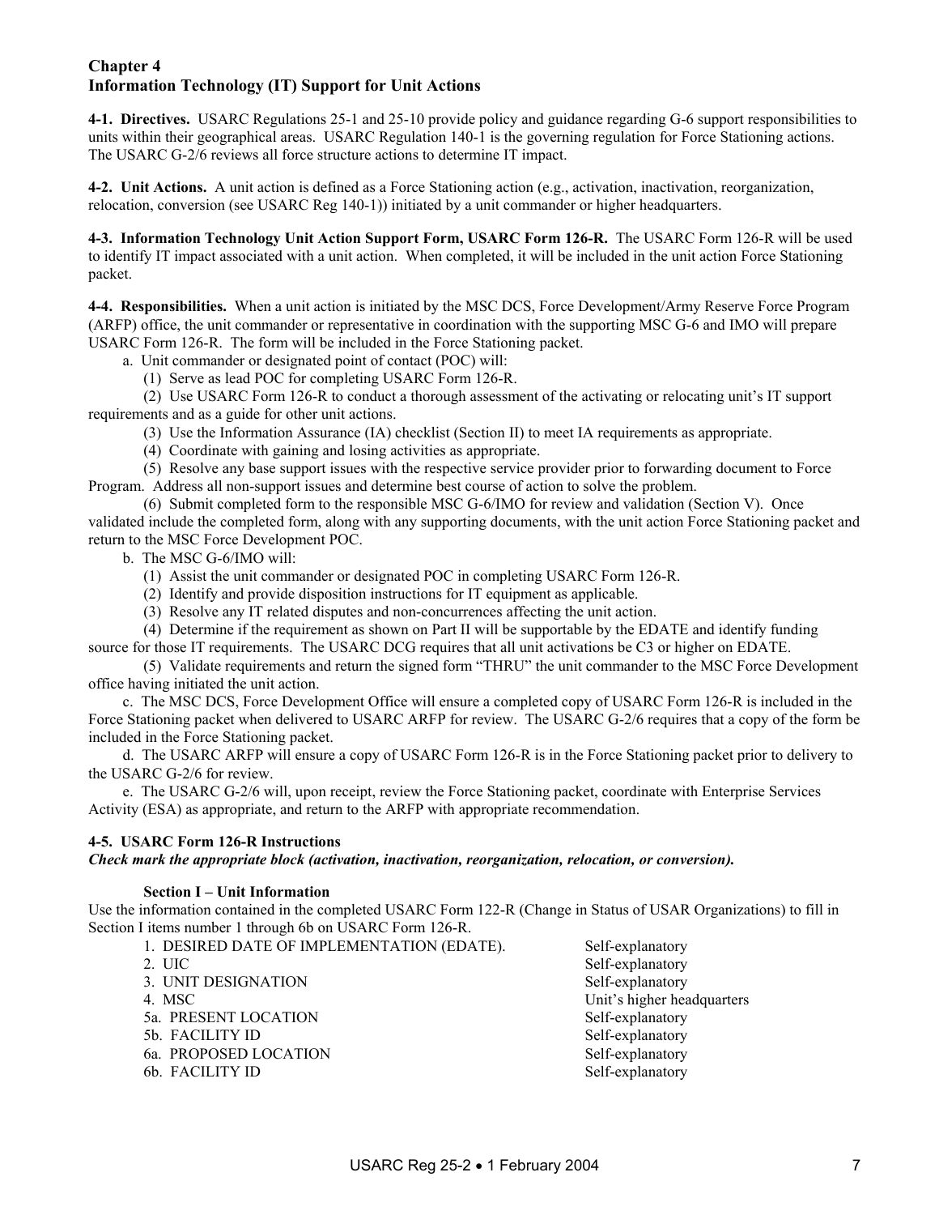# Chapter 4
# Information Technology (IT) Support for Unit Actions

**4-1. Directives.** USARC Regulations 25-1 and 25-10 provide policy and guidance regarding G-6 support responsibilities to units within their geographical areas. USARC Regulation 140-1 is the governing regulation for Force Stationing actions. The USARC G-2/6 reviews all force structure actions to determine IT impact.

**4-2. Unit Actions.** A unit action is defined as a Force Stationing action (e.g., activation, inactivation, reorganization, relocation, conversion (see USARC Reg 140-1)) initiated by a unit commander or higher headquarters.

**4-3. Information Technology Unit Action Support Form, USARC Form 126-R.** The USARC Form 126-R will be used to identify IT impact associated with a unit action. When completed, it will be included in the unit action Force Stationing packet.

**4-4. Responsibilities.** When a unit action is initiated by the MSC DCS, Force Development/Army Reserve Force Program (ARFP) office, the unit commander or representative in coordination with the supporting MSC G-6 and IMO will prepare USARC Form 126-R. The form will be included in the Force Stationing packet.

a. Unit commander or designated point of contact (POC) will:

(1) Serve as lead POC for completing USARC Form 126-R.

(2) Use USARC Form 126-R to conduct a thorough assessment of the activating or relocating unit's IT support requirements and as a guide for other unit actions.

(3) Use the Information Assurance (IA) checklist (Section II) to meet IA requirements as appropriate.

(4) Coordinate with gaining and losing activities as appropriate.

(5) Resolve any base support issues with the respective service provider prior to forwarding document to Force Program. Address all non-support issues and determine best course of action to solve the problem.

(6) Submit completed form to the responsible MSC G-6/IMO for review and validation (Section V). Once validated include the completed form, along with any supporting documents, with the unit action Force Stationing packet and return to the MSC Force Development POC.

b. The MSC G-6/IMO will:

(1) Assist the unit commander or designated POC in completing USARC Form 126-R.

(2) Identify and provide disposition instructions for IT equipment as applicable.

(3) Resolve any IT related disputes and non-concurrences affecting the unit action.

(4) Determine if the requirement as shown on Part II will be supportable by the EDATE and identify funding source for those IT requirements. The USARC DCG requires that all unit activations be C3 or higher on EDATE.

(5) Validate requirements and return the signed form "THRU" the unit commander to the MSC Force Development office having initiated the unit action.

c. The MSC DCS, Force Development Office will ensure a completed copy of USARC Form 126-R is included in the Force Stationing packet when delivered to USARC ARFP for review. The USARC G-2/6 requires that a copy of the form be included in the Force Stationing packet.

d. The USARC ARFP will ensure a copy of USARC Form 126-R is in the Force Stationing packet prior to delivery to the USARC G-2/6 for review.

e. The USARC G-2/6 will, upon receipt, review the Force Stationing packet, coordinate with Enterprise Services Activity (ESA) as appropriate, and return to the ARFP with appropriate recommendation.

**4-5. USARC Form 126-R Instructions**

***Check mark the appropriate block (activation, inactivation, reorganization, relocation, or conversion).***

**Section I – Unit Information**

Use the information contained in the completed USARC Form 122-R (Change in Status of USAR Organizations) to fill in Section I items number 1 through 6b on USARC Form 126-R.

| | |
|---|---|
| 1. DESIRED DATE OF IMPLEMENTATION (EDATE). | Self-explanatory |
| 2. UIC | Self-explanatory |
| 3. UNIT DESIGNATION | Self-explanatory |
| 4. MSC | Unit's higher headquarters |
| 5a. PRESENT LOCATION | Self-explanatory |
| 5b. FACILITY ID | Self-explanatory |
| 6a. PROPOSED LOCATION | Self-explanatory |
| 6b. FACILITY ID | Self-explanatory |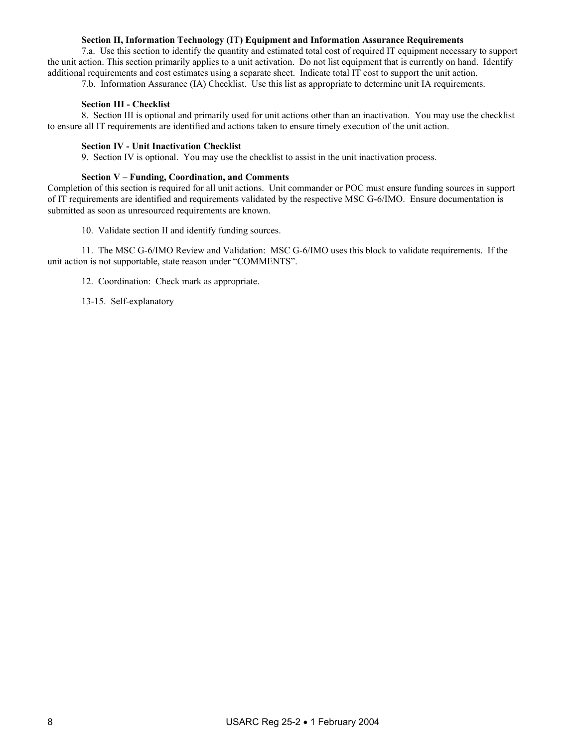**Section II, Information Technology (IT) Equipment and Information Assurance Requirements**

7.a. Use this section to identify the quantity and estimated total cost of required IT equipment necessary to support the unit action. This section primarily applies to a unit activation. Do not list equipment that is currently on hand. Identify additional requirements and cost estimates using a separate sheet. Indicate total IT cost to support the unit action.

7.b. Information Assurance (IA) Checklist. Use this list as appropriate to determine unit IA requirements.

**Section III - Checklist**

8. Section III is optional and primarily used for unit actions other than an inactivation. You may use the checklist to ensure all IT requirements are identified and actions taken to ensure timely execution of the unit action.

**Section IV - Unit Inactivation Checklist**

9. Section IV is optional. You may use the checklist to assist in the unit inactivation process.

**Section V – Funding, Coordination, and Comments**

Completion of this section is required for all unit actions. Unit commander or POC must ensure funding sources in support of IT requirements are identified and requirements validated by the respective MSC G-6/IMO. Ensure documentation is submitted as soon as unresourced requirements are known.

10. Validate section II and identify funding sources.

11. The MSC G-6/IMO Review and Validation: MSC G-6/IMO uses this block to validate requirements. If the unit action is not supportable, state reason under "COMMENTS".

12. Coordination: Check mark as appropriate.

13-15. Self-explanatory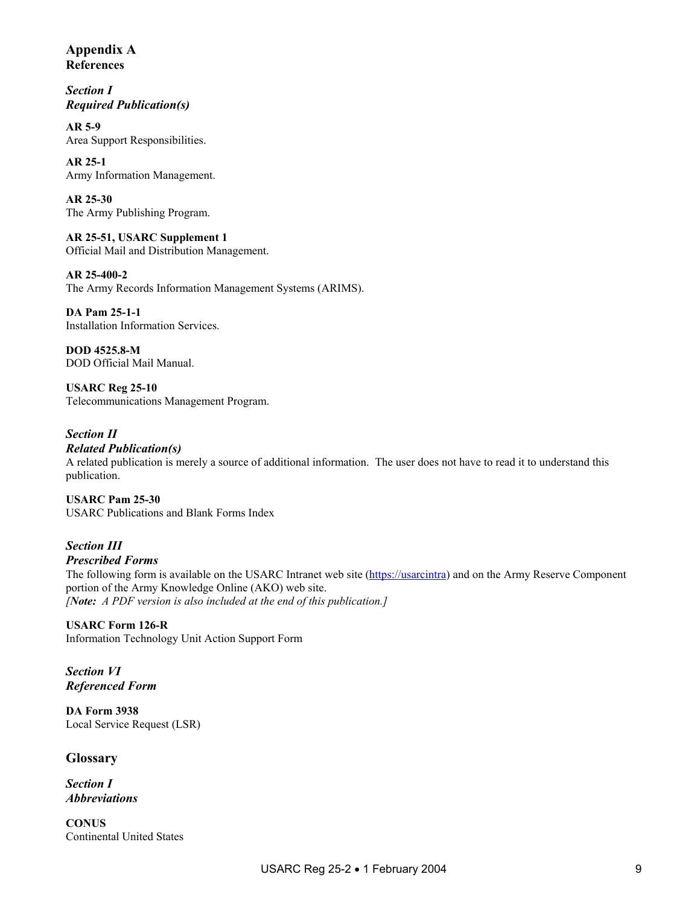## Appendix A
## References

### *Section I*
### *Required Publication(s)*

**AR 5-9**
Area Support Responsibilities.

**AR 25-1**
Army Information Management.

**AR 25-30**
The Army Publishing Program.

**AR 25-51, USARC Supplement 1**
Official Mail and Distribution Management.

**AR 25-400-2**
The Army Records Information Management Systems (ARIMS).

**DA Pam 25-1-1**
Installation Information Services.

**DOD 4525.8-M**
DOD Official Mail Manual.

**USARC Reg 25-10**
Telecommunications Management Program.

### *Section II*
### *Related Publication(s)*

A related publication is merely a source of additional information. The user does not have to read it to understand this publication.

**USARC Pam 25-30**
USARC Publications and Blank Forms Index

### *Section III*
### *Prescribed Forms*

The following form is available on the USARC Intranet web site (https://usarcintra) and on the Army Reserve Component portion of the Army Knowledge Online (AKO) web site.
*[**Note:** A PDF version is also included at the end of this publication.]*

**USARC Form 126-R**
Information Technology Unit Action Support Form

### *Section VI*
### *Referenced Form*

**DA Form 3938**
Local Service Request (LSR)

## Glossary

### *Section I*
### *Abbreviations*

**CONUS**
Continental United States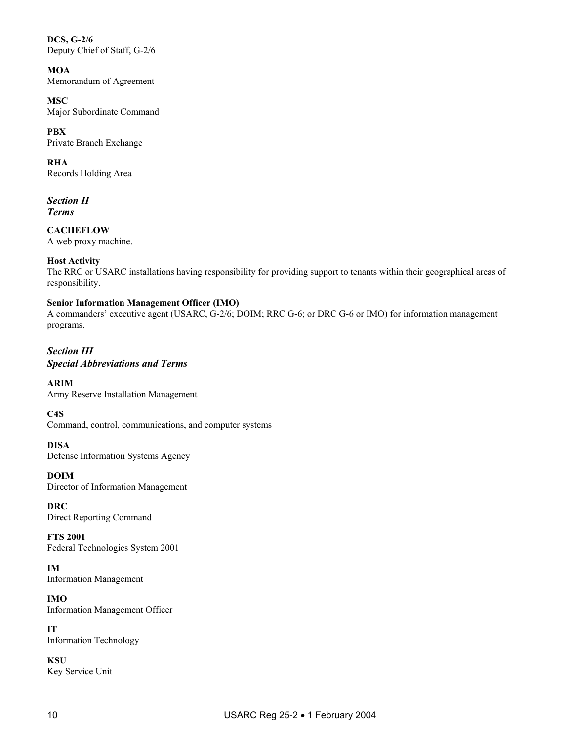**DCS, G-2/6**
Deputy Chief of Staff, G-2/6

**MOA**
Memorandum of Agreement

**MSC**
Major Subordinate Command

**PBX**
Private Branch Exchange

**RHA**
Records Holding Area

## *Section II*
## *Terms*

**CACHEFLOW**
A web proxy machine.

**Host Activity**
The RRC or USARC installations having responsibility for providing support to tenants within their geographical areas of responsibility.

**Senior Information Management Officer (IMO)**
A commanders' executive agent (USARC, G-2/6; DOIM; RRC G-6; or DRC G-6 or IMO) for information management programs.

## *Section III*
## *Special Abbreviations and Terms*

**ARIM**
Army Reserve Installation Management

**C4S**
Command, control, communications, and computer systems

**DISA**
Defense Information Systems Agency

**DOIM**
Director of Information Management

**DRC**
Direct Reporting Command

**FTS 2001**
Federal Technologies System 2001

**IM**
Information Management

**IMO**
Information Management Officer

**IT**
Information Technology

**KSU**
Key Service Unit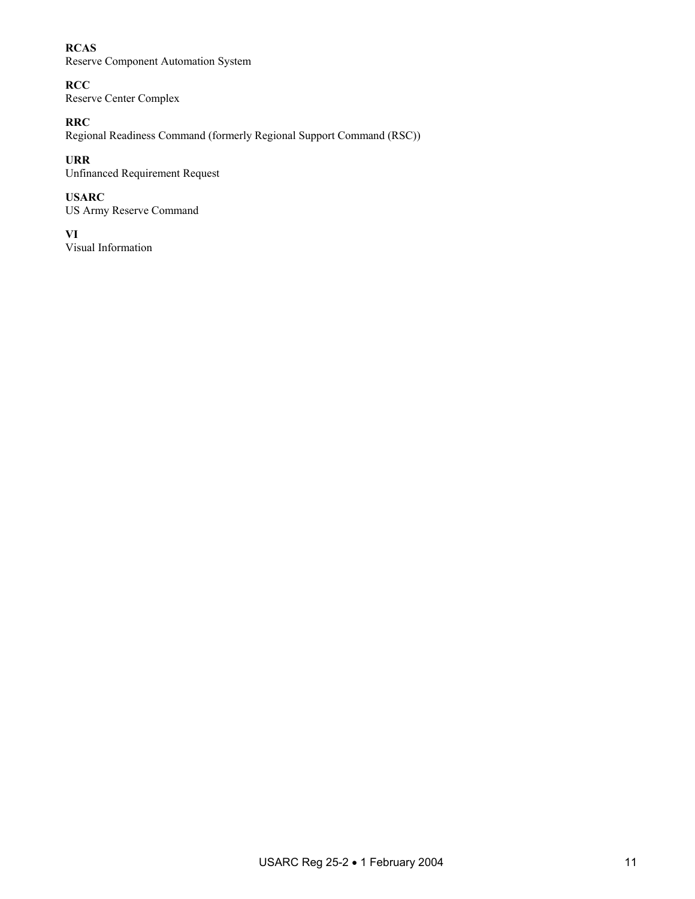**RCAS**
Reserve Component Automation System

**RCC**
Reserve Center Complex

**RRC**
Regional Readiness Command (formerly Regional Support Command (RSC))

**URR**
Unfinanced Requirement Request

**USARC**
US Army Reserve Command

**VI**
Visual Information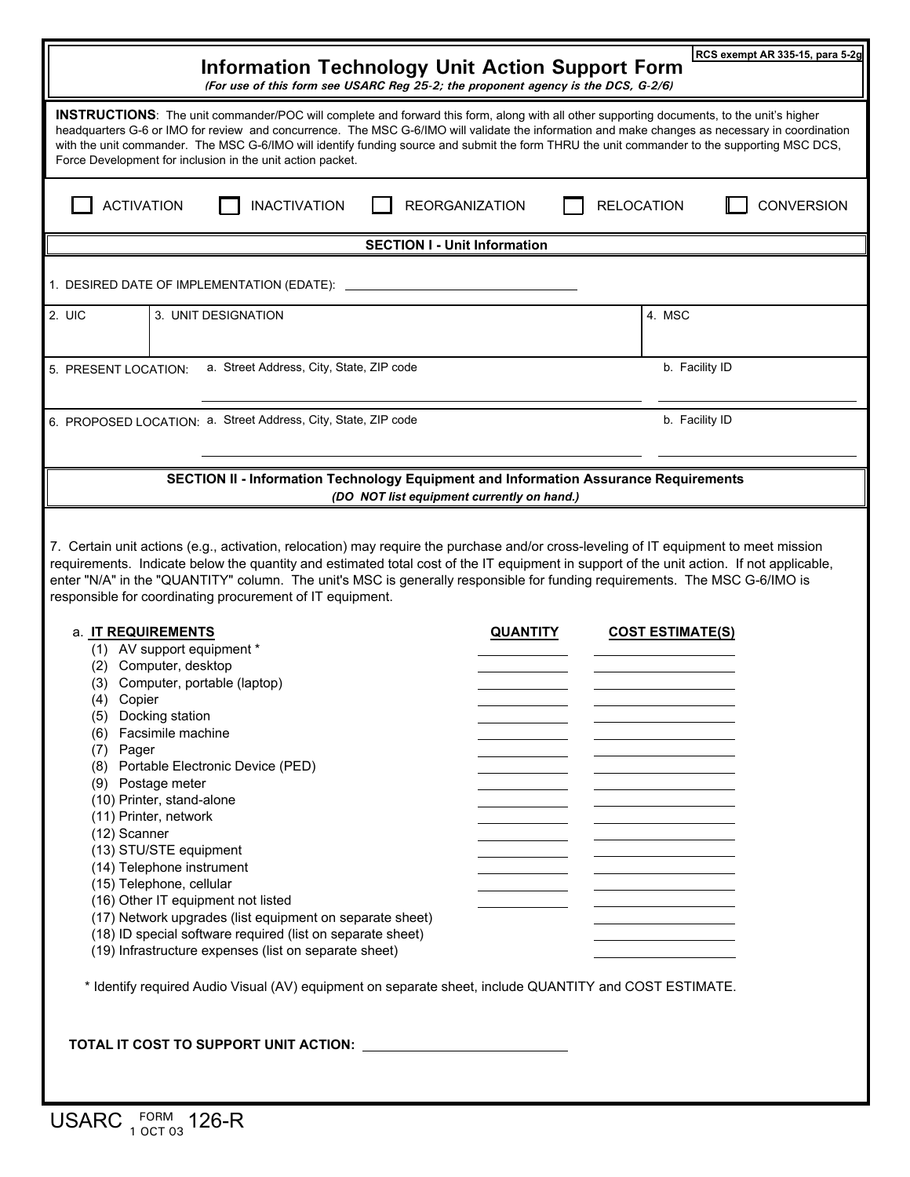RCS exempt AR 335-15, para 5-2g

# Information Technology Unit Action Support Form

*(For use of this form see USARC Reg 25-2; the proponent agency is the DCS, G-2/6)*

**INSTRUCTIONS**: The unit commander/POC will complete and forward this form, along with all other supporting documents, to the unit's higher headquarters G-6 or IMO for review and concurrence. The MSC G-6/IMO will validate the information and make changes as necessary in coordination with the unit commander. The MSC G-6/IMO will identify funding source and submit the form THRU the unit commander to the supporting MSC DCS, Force Development for inclusion in the unit action packet.

☐ ACTIVATION ☐ INACTIVATION ☐ REORGANIZATION ☐ RELOCATION ☐ CONVERSION

## SECTION I - Unit Information

1. DESIRED DATE OF IMPLEMENTATION (EDATE): ____________________

| 2. UIC | 3. UNIT DESIGNATION | 4. MSC |
|---|---|---|
| | | |

5. PRESENT LOCATION: a. Street Address, City, State, ZIP code ____________________ b. Facility ID ____________

6. PROPOSED LOCATION: a. Street Address, City, State, ZIP code ____________________ b. Facility ID ____________

## SECTION II - Information Technology Equipment and Information Assurance Requirements

*(DO NOT list equipment currently on hand.)*

7. Certain unit actions (e.g., activation, relocation) may require the purchase and/or cross-leveling of IT equipment to meet mission requirements. Indicate below the quantity and estimated total cost of the IT equipment in support of the unit action. If not applicable, enter "N/A" in the "QUANTITY" column. The unit's MSC is generally responsible for funding requirements. The MSC G-6/IMO is responsible for coordinating procurement of IT equipment.

| a. **IT REQUIREMENTS** | **QUANTITY** | **COST ESTIMATE(S)** |
|---|---|---|
| (1) AV support equipment * | | |
| (2) Computer, desktop | | |
| (3) Computer, portable (laptop) | | |
| (4) Copier | | |
| (5) Docking station | | |
| (6) Facsimile machine | | |
| (7) Pager | | |
| (8) Portable Electronic Device (PED) | | |
| (9) Postage meter | | |
| (10) Printer, stand-alone | | |
| (11) Printer, network | | |
| (12) Scanner | | |
| (13) STU/STE equipment | | |
| (14) Telephone instrument | | |
| (15) Telephone, cellular | | |
| (16) Other IT equipment not listed | | |
| (17) Network upgrades (list equipment on separate sheet) | | |
| (18) ID special software required (list on separate sheet) | | |
| (19) Infrastructure expenses (list on separate sheet) | | |

\* Identify required Audio Visual (AV) equipment on separate sheet, include QUANTITY and COST ESTIMATE.

**TOTAL IT COST TO SUPPORT UNIT ACTION:** ____________________

USARC FORM 126-R, 1 OCT 03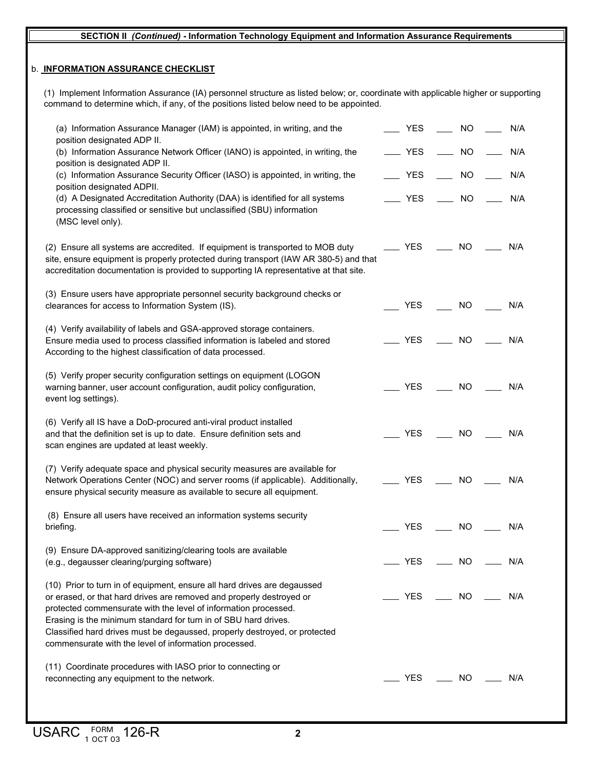**SECTION II *(Continued)* - Information Technology Equipment and Information Assurance Requirements**

b. **INFORMATION ASSURANCE CHECKLIST**

(1) Implement Information Assurance (IA) personnel structure as listed below; or, coordinate with applicable higher or supporting command to determine which, if any, of the positions listed below need to be appointed.

(a) Information Assurance Manager (IAM) is appointed, in writing, and the position designated ADP II. ___ YES ___ NO ___ N/A

(b) Information Assurance Network Officer (IANO) is appointed, in writing, the position is designated ADP II. ___ YES ___ NO ___ N/A

(c) Information Assurance Security Officer (IASO) is appointed, in writing, the position designated ADPII. ___ YES ___ NO ___ N/A

(d) A Designated Accreditation Authority (DAA) is identified for all systems processing classified or sensitive but unclassified (SBU) information (MSC level only). ___ YES ___ NO ___ N/A

(2) Ensure all systems are accredited. If equipment is transported to MOB duty site, ensure equipment is properly protected during transport (IAW AR 380-5) and that accreditation documentation is provided to supporting IA representative at that site. ___ YES ___ NO ___ N/A

(3) Ensure users have appropriate personnel security background checks or clearances for access to Information System (IS). ___ YES ___ NO ___ N/A

(4) Verify availability of labels and GSA-approved storage containers. Ensure media used to process classified information is labeled and stored According to the highest classification of data processed. ___ YES ___ NO ___ N/A

(5) Verify proper security configuration settings on equipment (LOGON warning banner, user account configuration, audit policy configuration, event log settings). ___ YES ___ NO ___ N/A

(6) Verify all IS have a DoD-procured anti-viral product installed and that the definition set is up to date. Ensure definition sets and scan engines are updated at least weekly. ___ YES ___ NO ___ N/A

(7) Verify adequate space and physical security measures are available for Network Operations Center (NOC) and server rooms (if applicable). Additionally, ensure physical security measure as available to secure all equipment. ___ YES ___ NO ___ N/A

(8) Ensure all users have received an information systems security briefing. ___ YES ___ NO ___ N/A

(9) Ensure DA-approved sanitizing/clearing tools are available (e.g., degausser clearing/purging software) ___ YES ___ NO ___ N/A

(10) Prior to turn in of equipment, ensure all hard drives are degaussed or erased, or that hard drives are removed and properly destroyed or protected commensurate with the level of information processed. Erasing is the minimum standard for turn in of SBU hard drives. Classified hard drives must be degaussed, properly destroyed, or protected commensurate with the level of information processed. ___ YES ___ NO ___ N/A

(11) Coordinate procedures with IASO prior to connecting or reconnecting any equipment to the network. ___ YES ___ NO ___ N/A

USARC FORM 126-R 1 OCT 03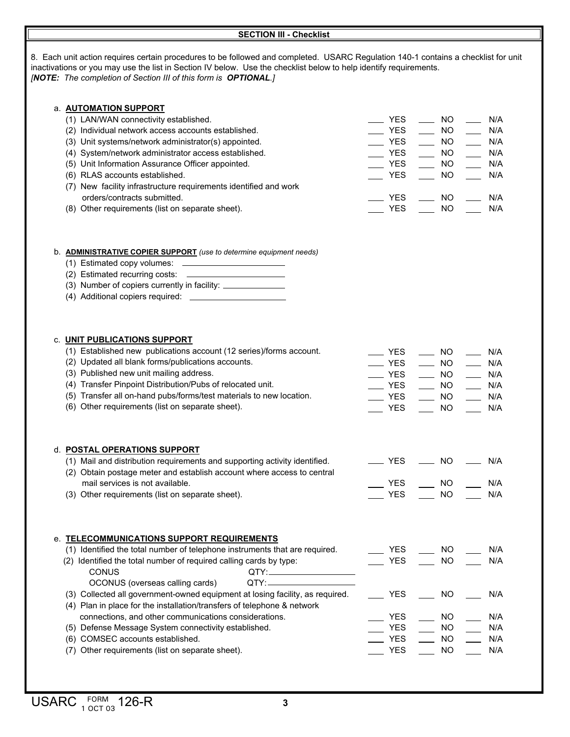## SECTION III - Checklist

8. Each unit action requires certain procedures to be followed and completed. USARC Regulation 140-1 contains a checklist for unit inactivations or you may use the list in Section IV below. Use the checklist below to help identify requirements.
*[**NOTE:** The completion of Section III of this form is **OPTIONAL**.]*

a. **AUTOMATION SUPPORT**

(1) LAN/WAN connectivity established. ___ YES ___ NO ___ N/A
(2) Individual network access accounts established. ___ YES ___ NO ___ N/A
(3) Unit systems/network administrator(s) appointed. ___ YES ___ NO ___ N/A
(4) System/network administrator access established. ___ YES ___ NO ___ N/A
(5) Unit Information Assurance Officer appointed. ___ YES ___ NO ___ N/A
(6) RLAS accounts established. ___ YES ___ NO ___ N/A
(7) New facility infrastructure requirements identified and work orders/contracts submitted. ___ YES ___ NO ___ N/A
(8) Other requirements (list on separate sheet). ___ YES ___ NO ___ N/A

b. **ADMINISTRATIVE COPIER SUPPORT** *(use to determine equipment needs)*

(1) Estimated copy volumes: ____________________
(2) Estimated recurring costs: ____________________
(3) Number of copiers currently in facility: ____________________
(4) Additional copiers required: ____________________

c. **UNIT PUBLICATIONS SUPPORT**

(1) Established new publications account (12 series)/forms account. ___ YES ___ NO ___ N/A
(2) Updated all blank forms/publications accounts. ___ YES ___ NO ___ N/A
(3) Published new unit mailing address. ___ YES ___ NO ___ N/A
(4) Transfer Pinpoint Distribution/Pubs of relocated unit. ___ YES ___ NO ___ N/A
(5) Transfer all on-hand pubs/forms/test materials to new location. ___ YES ___ NO ___ N/A
(6) Other requirements (list on separate sheet). ___ YES ___ NO ___ N/A

d. **POSTAL OPERATIONS SUPPORT**

(1) Mail and distribution requirements and supporting activity identified. ___ YES ___ NO ___ N/A
(2) Obtain postage meter and establish account where access to central mail services is not available. ___ YES ___ NO ___ N/A
(3) Other requirements (list on separate sheet). ___ YES ___ NO ___ N/A

e. **TELECOMMUNICATIONS SUPPORT REQUIREMENTS**

(1) Identified the total number of telephone instruments that are required. ___ YES ___ NO ___ N/A
(2) Identified the total number of required calling cards by type: ___ YES ___ NO ___ N/A
    CONUS QTY: ____________________
    OCONUS (overseas calling cards) QTY: ____________________
(3) Collected all government-owned equipment at losing facility, as required. ___ YES ___ NO ___ N/A
(4) Plan in place for the installation/transfers of telephone & network connections, and other communications considerations. ___ YES ___ NO ___ N/A
(5) Defense Message System connectivity established. ___ YES ___ NO ___ N/A
(6) COMSEC accounts established. ___ YES ___ NO ___ N/A
(7) Other requirements (list on separate sheet). ___ YES ___ NO ___ N/A

USARC FORM 126-R 1 OCT 03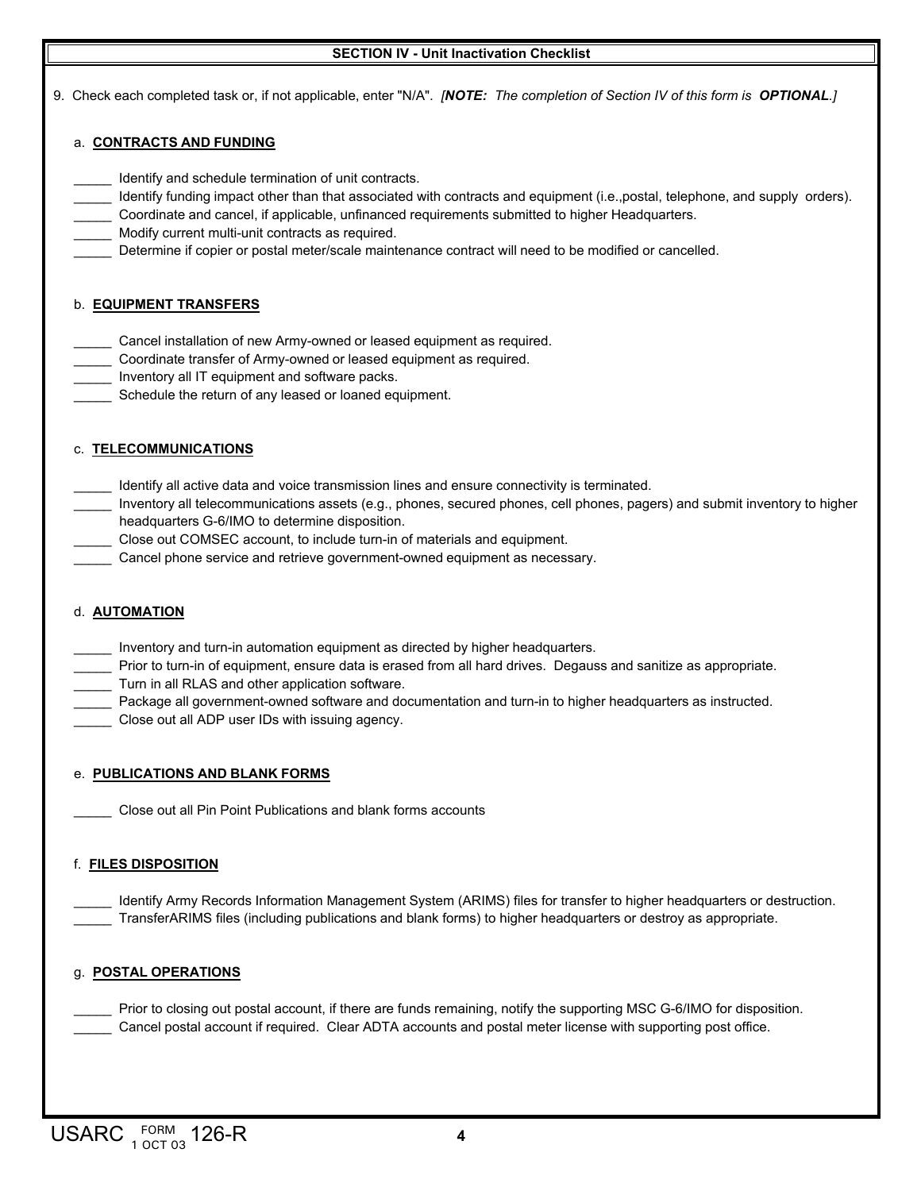## SECTION IV - Unit Inactivation Checklist

9. Check each completed task or, if not applicable, enter "N/A". *[**NOTE:** The completion of Section IV of this form is **OPTIONAL**.]*

a. **CONTRACTS AND FUNDING**

_____ Identify and schedule termination of unit contracts.
_____ Identify funding impact other than that associated with contracts and equipment (i.e.,postal, telephone, and supply orders).
_____ Coordinate and cancel, if applicable, unfinanced requirements submitted to higher Headquarters.
_____ Modify current multi-unit contracts as required.
_____ Determine if copier or postal meter/scale maintenance contract will need to be modified or cancelled.

b. **EQUIPMENT TRANSFERS**

_____ Cancel installation of new Army-owned or leased equipment as required.
_____ Coordinate transfer of Army-owned or leased equipment as required.
_____ Inventory all IT equipment and software packs.
_____ Schedule the return of any leased or loaned equipment.

c. **TELECOMMUNICATIONS**

_____ Identify all active data and voice transmission lines and ensure connectivity is terminated.
_____ Inventory all telecommunications assets (e.g., phones, secured phones, cell phones, pagers) and submit inventory to higher headquarters G-6/IMO to determine disposition.
_____ Close out COMSEC account, to include turn-in of materials and equipment.
_____ Cancel phone service and retrieve government-owned equipment as necessary.

d. **AUTOMATION**

_____ Inventory and turn-in automation equipment as directed by higher headquarters.
_____ Prior to turn-in of equipment, ensure data is erased from all hard drives. Degauss and sanitize as appropriate.
_____ Turn in all RLAS and other application software.
_____ Package all government-owned software and documentation and turn-in to higher headquarters as instructed.
_____ Close out all ADP user IDs with issuing agency.

e. **PUBLICATIONS AND BLANK FORMS**

_____ Close out all Pin Point Publications and blank forms accounts

f. **FILES DISPOSITION**

_____ Identify Army Records Information Management System (ARIMS) files for transfer to higher headquarters or destruction.
_____ TransferARIMS files (including publications and blank forms) to higher headquarters or destroy as appropriate.

g. **POSTAL OPERATIONS**

_____ Prior to closing out postal account, if there are funds remaining, notify the supporting MSC G-6/IMO for disposition.
_____ Cancel postal account if required. Clear ADTA accounts and postal meter license with supporting post office.

USARC FORM 126-R, 1 OCT 03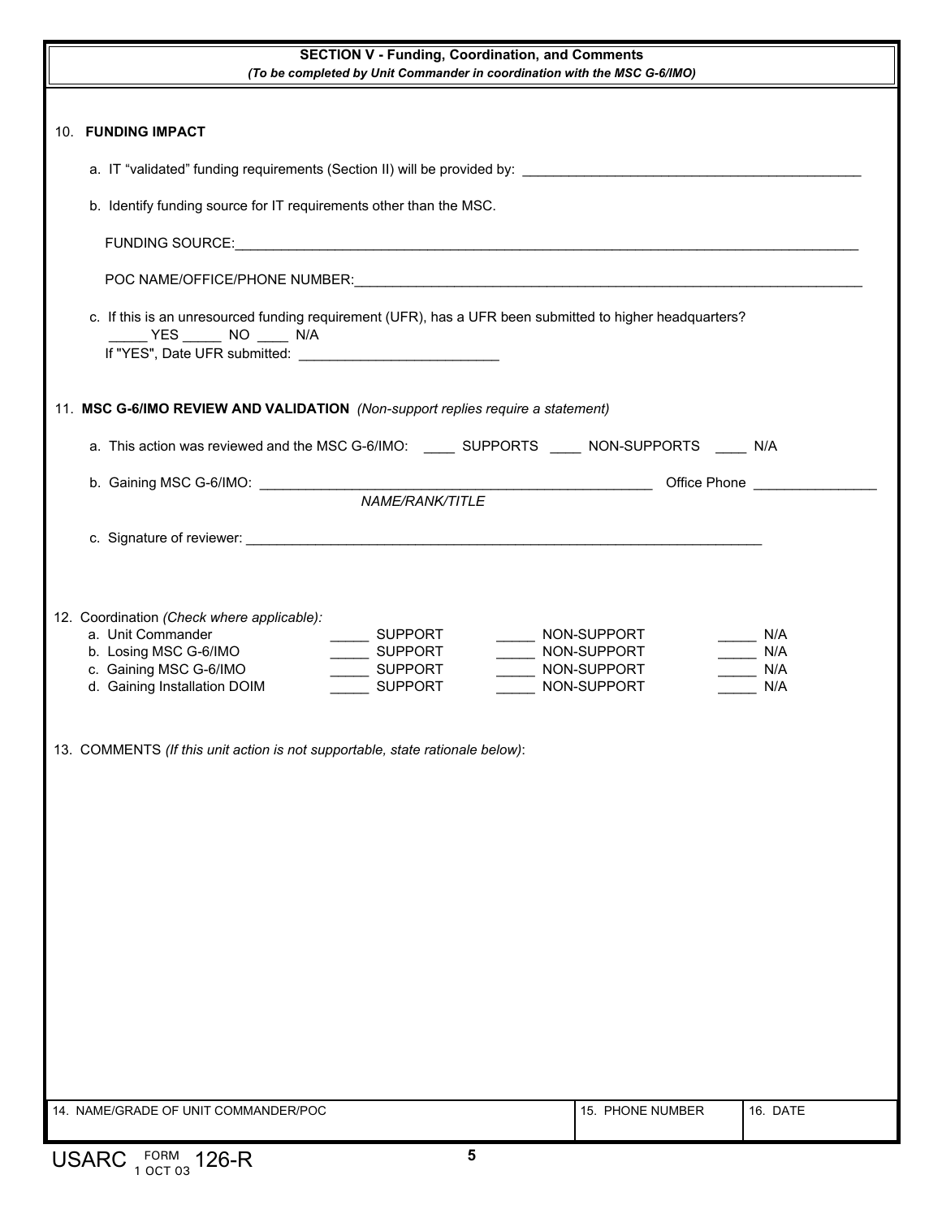## SECTION V - Funding, Coordination, and Comments

*(To be completed by Unit Commander in coordination with the MSC G-6/IMO)*

10. **FUNDING IMPACT**

a. IT “validated” funding requirements (Section II) will be provided by: ____________________________________________

b. Identify funding source for IT requirements other than the MSC.

FUNDING SOURCE:_____________________________________________________________________________

POC NAME/OFFICE/PHONE NUMBER:_______________________________________________________________

c. If this is an unresourced funding requirement (UFR), has a UFR been submitted to higher headquarters?
_____ YES _____ NO ____ N/A
If "YES", Date UFR submitted: ___________________________

11. **MSC G-6/IMO REVIEW AND VALIDATION** *(Non-support replies require a statement)*

a. This action was reviewed and the MSC G-6/IMO: ____ SUPPORTS ____ NON-SUPPORTS ____ N/A

b. Gaining MSC G-6/IMO: _____________________________________________________ Office Phone ________________
*NAME/RANK/TITLE*

c. Signature of reviewer: _____________________________________________________________________

12. Coordination *(Check where applicable)*:

| | | | |
|---|---|---|---|
| a. Unit Commander | _____ SUPPORT | _____ NON-SUPPORT | _____ N/A |
| b. Losing MSC G-6/IMO | _____ SUPPORT | _____ NON-SUPPORT | _____ N/A |
| c. Gaining MSC G-6/IMO | _____ SUPPORT | _____ NON-SUPPORT | _____ N/A |
| d. Gaining Installation DOIM | _____ SUPPORT | _____ NON-SUPPORT | _____ N/A |

13. COMMENTS *(If this unit action is not supportable, state rationale below)*:

| 14. NAME/GRADE OF UNIT COMMANDER/POC | 15. PHONE NUMBER | 16. DATE |
|---|---|---|
| | | |

USARC FORM 126-R 1 OCT 03